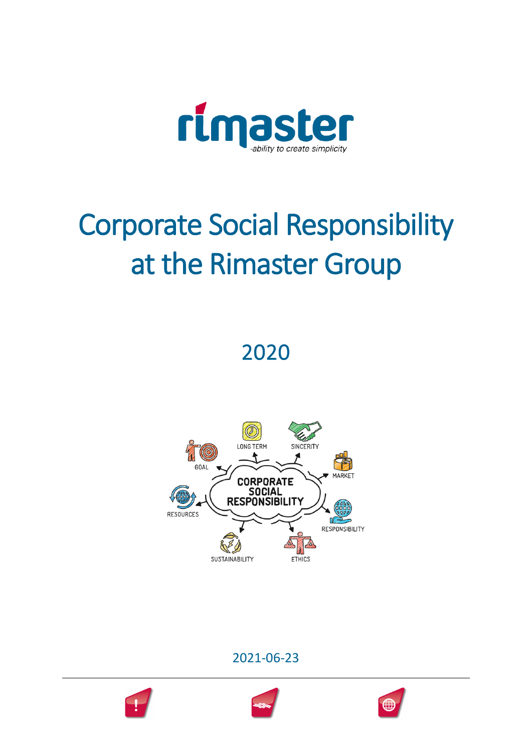rimaster

-ability to create simplicity

# Corporate Social Responsibility at the Rimaster Group

## 2020

2021-06-23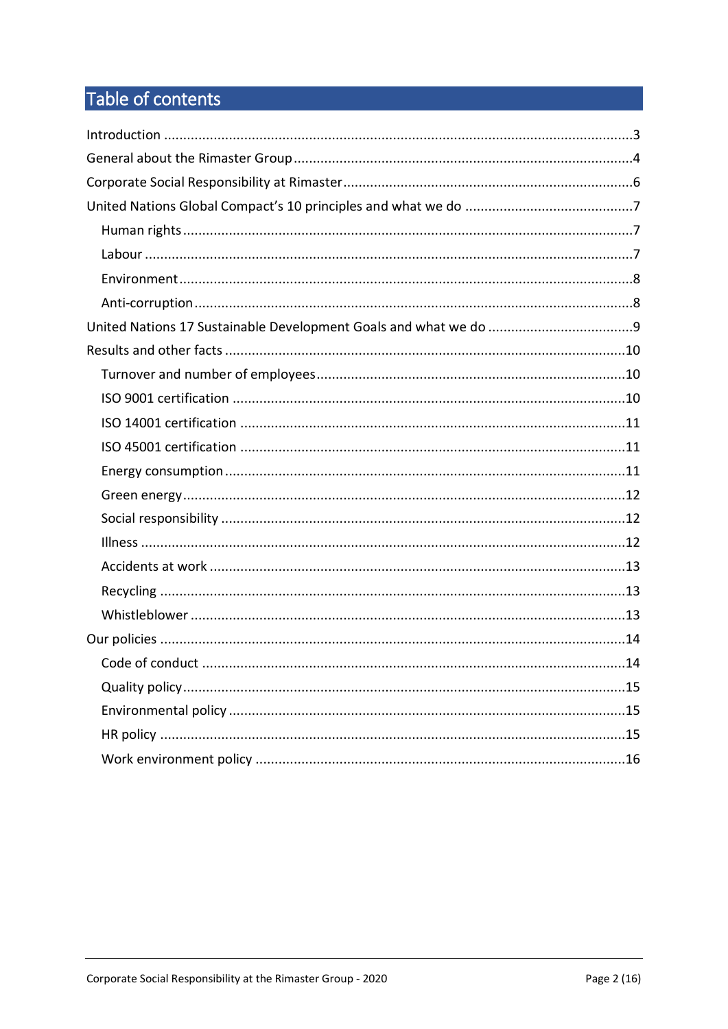# Table of contents

Introduction ..........3
General about the Rimaster Group ..........4
Corporate Social Responsibility at Rimaster ..........6
United Nations Global Compact's 10 principles and what we do ..........7
- Human rights ..........7
- Labour ..........7
- Environment ..........8
- Anti-corruption ..........8

United Nations 17 Sustainable Development Goals and what we do ..........9
Results and other facts ..........10
- Turnover and number of employees ..........10
- ISO 9001 certification ..........10
- ISO 14001 certification ..........11
- ISO 45001 certification ..........11
- Energy consumption ..........11
- Green energy ..........12
- Social responsibility ..........12
- Illness ..........12
- Accidents at work ..........13
- Recycling ..........13
- Whistleblower ..........13

Our policies ..........14
- Code of conduct ..........14
- Quality policy ..........15
- Environmental policy ..........15
- HR policy ..........15
- Work environment policy ..........16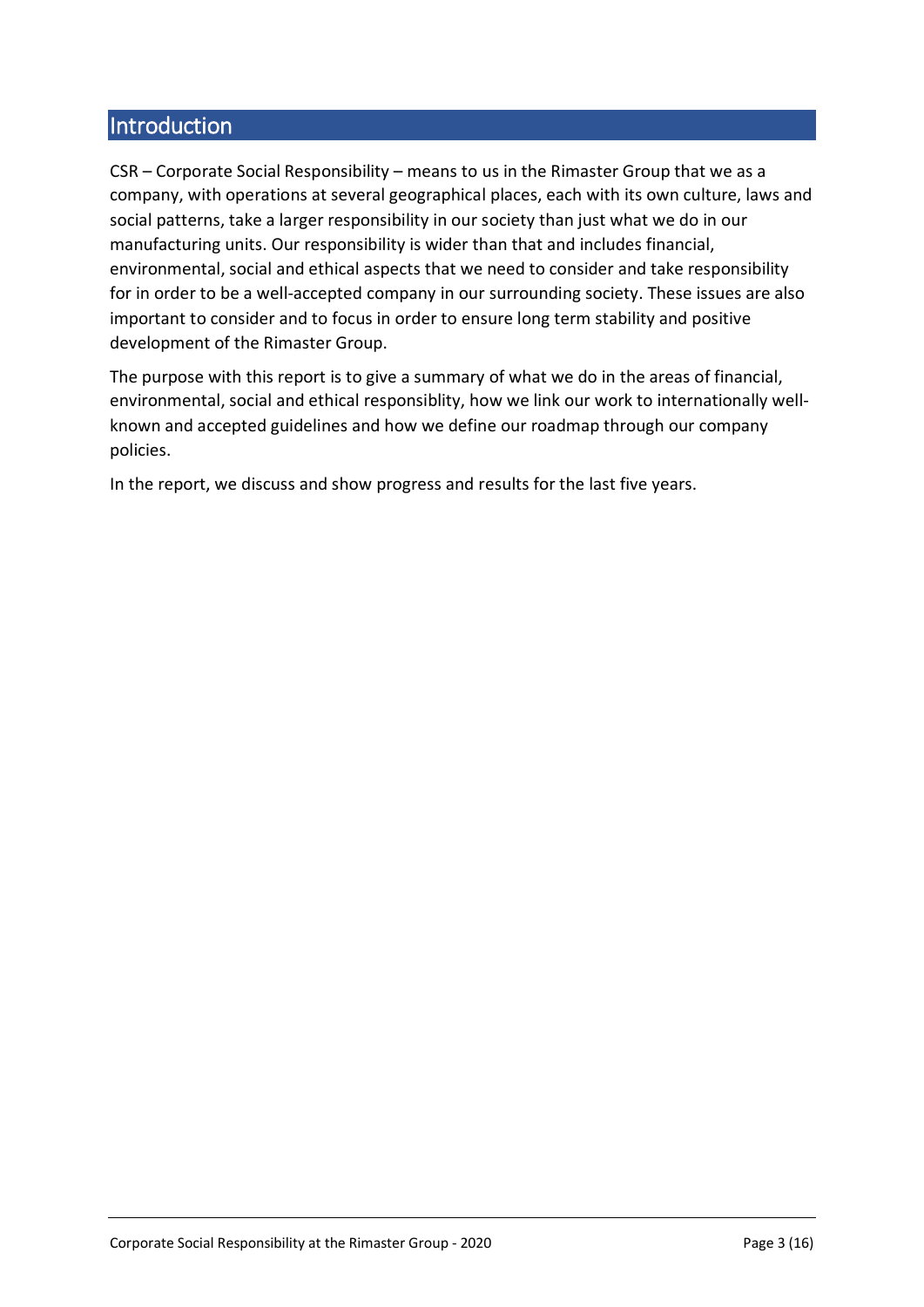# Introduction

CSR – Corporate Social Responsibility – means to us in the Rimaster Group that we as a company, with operations at several geographical places, each with its own culture, laws and social patterns, take a larger responsibility in our society than just what we do in our manufacturing units. Our responsibility is wider than that and includes financial, environmental, social and ethical aspects that we need to consider and take responsibility for in order to be a well-accepted company in our surrounding society. These issues are also important to consider and to focus in order to ensure long term stability and positive development of the Rimaster Group.

The purpose with this report is to give a summary of what we do in the areas of financial, environmental, social and ethical responsiblity, how we link our work to internationally well-known and accepted guidelines and how we define our roadmap through our company policies.

In the report, we discuss and show progress and results for the last five years.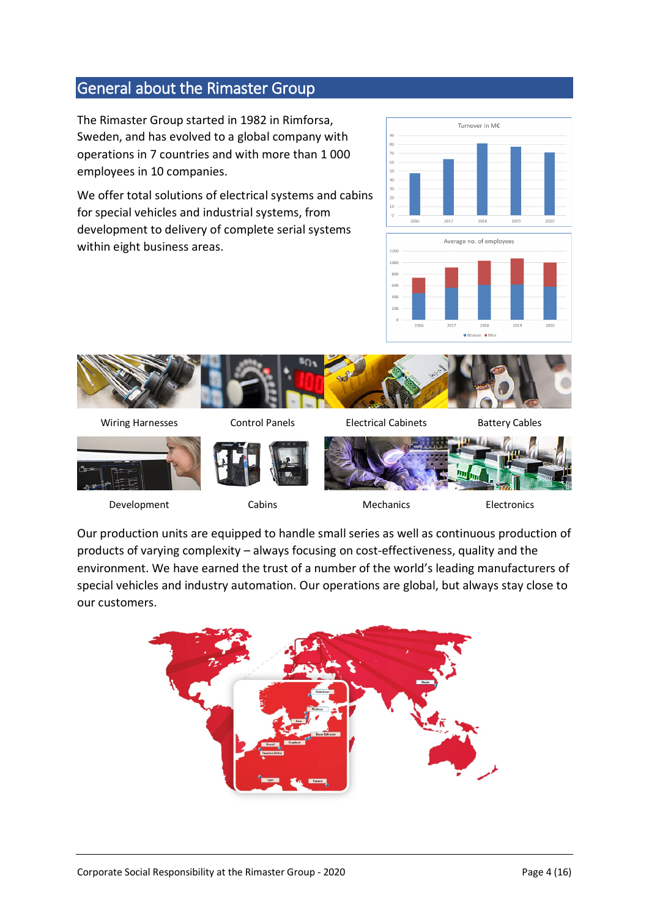## General about the Rimaster Group

The Rimaster Group started in 1982 in Rimforsa, Sweden, and has evolved to a global company with operations in 7 countries and with more than 1 000 employees in 10 companies.

We offer total solutions of electrical systems and cabins for special vehicles and industrial systems, from development to delivery of complete serial systems within eight business areas.

Wiring Harnesses

Control Panels

Electrical Cabinets

Battery Cables

Development

Cabins

Mechanics

Electronics

Our production units are equipped to handle small series as well as continuous production of products of varying complexity – always focusing on cost-effectiveness, quality and the environment. We have earned the trust of a number of the world's leading manufacturers of special vehicles and industry automation. Our operations are global, but always stay close to our customers.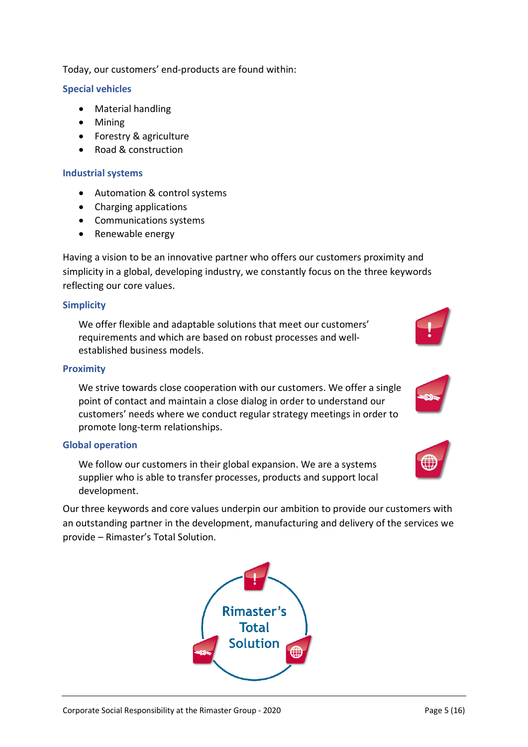Today, our customers' end-products are found within:

### Special vehicles

- Material handling
- Mining
- Forestry & agriculture
- Road & construction

### Industrial systems

- Automation & control systems
- Charging applications
- Communications systems
- Renewable energy

Having a vision to be an innovative partner who offers our customers proximity and simplicity in a global, developing industry, we constantly focus on the three keywords reflecting our core values.

### Simplicity

We offer flexible and adaptable solutions that meet our customers' requirements and which are based on robust processes and well-established business models.

### Proximity

We strive towards close cooperation with our customers. We offer a single point of contact and maintain a close dialog in order to understand our customers' needs where we conduct regular strategy meetings in order to promote long-term relationships.

### Global operation

We follow our customers in their global expansion. We are a systems supplier who is able to transfer processes, products and support local development.

Our three keywords and core values underpin our ambition to provide our customers with an outstanding partner in the development, manufacturing and delivery of the services we provide – Rimaster's Total Solution.

Rimaster's Total Solution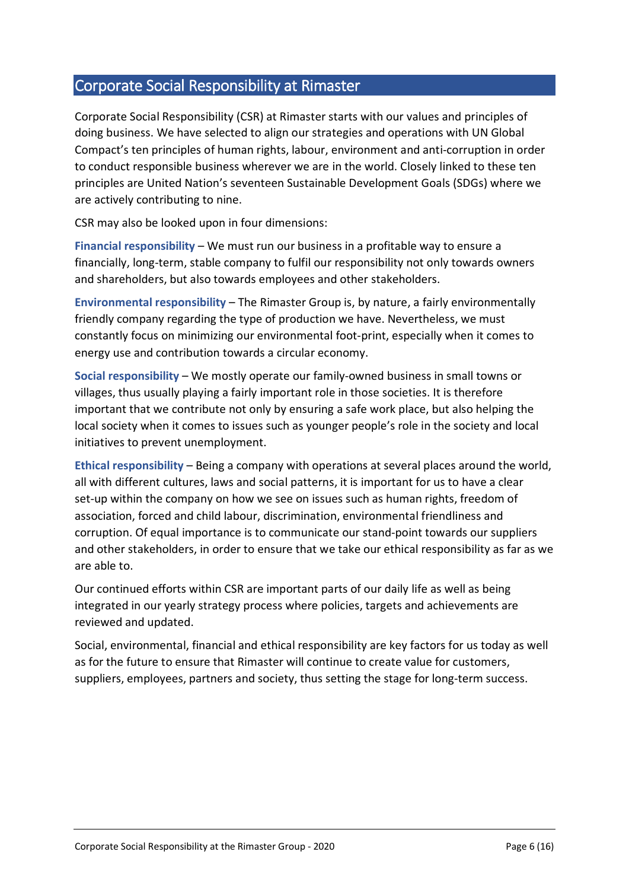## Corporate Social Responsibility at Rimaster

Corporate Social Responsibility (CSR) at Rimaster starts with our values and principles of doing business. We have selected to align our strategies and operations with UN Global Compact's ten principles of human rights, labour, environment and anti-corruption in order to conduct responsible business wherever we are in the world. Closely linked to these ten principles are United Nation's seventeen Sustainable Development Goals (SDGs) where we are actively contributing to nine.

CSR may also be looked upon in four dimensions:

**Financial responsibility** – We must run our business in a profitable way to ensure a financially, long-term, stable company to fulfil our responsibility not only towards owners and shareholders, but also towards employees and other stakeholders.

**Environmental responsibility** – The Rimaster Group is, by nature, a fairly environmentally friendly company regarding the type of production we have. Nevertheless, we must constantly focus on minimizing our environmental foot-print, especially when it comes to energy use and contribution towards a circular economy.

**Social responsibility** – We mostly operate our family-owned business in small towns or villages, thus usually playing a fairly important role in those societies. It is therefore important that we contribute not only by ensuring a safe work place, but also helping the local society when it comes to issues such as younger people's role in the society and local initiatives to prevent unemployment.

**Ethical responsibility** – Being a company with operations at several places around the world, all with different cultures, laws and social patterns, it is important for us to have a clear set-up within the company on how we see on issues such as human rights, freedom of association, forced and child labour, discrimination, environmental friendliness and corruption. Of equal importance is to communicate our stand-point towards our suppliers and other stakeholders, in order to ensure that we take our ethical responsibility as far as we are able to.

Our continued efforts within CSR are important parts of our daily life as well as being integrated in our yearly strategy process where policies, targets and achievements are reviewed and updated.

Social, environmental, financial and ethical responsibility are key factors for us today as well as for the future to ensure that Rimaster will continue to create value for customers, suppliers, employees, partners and society, thus setting the stage for long-term success.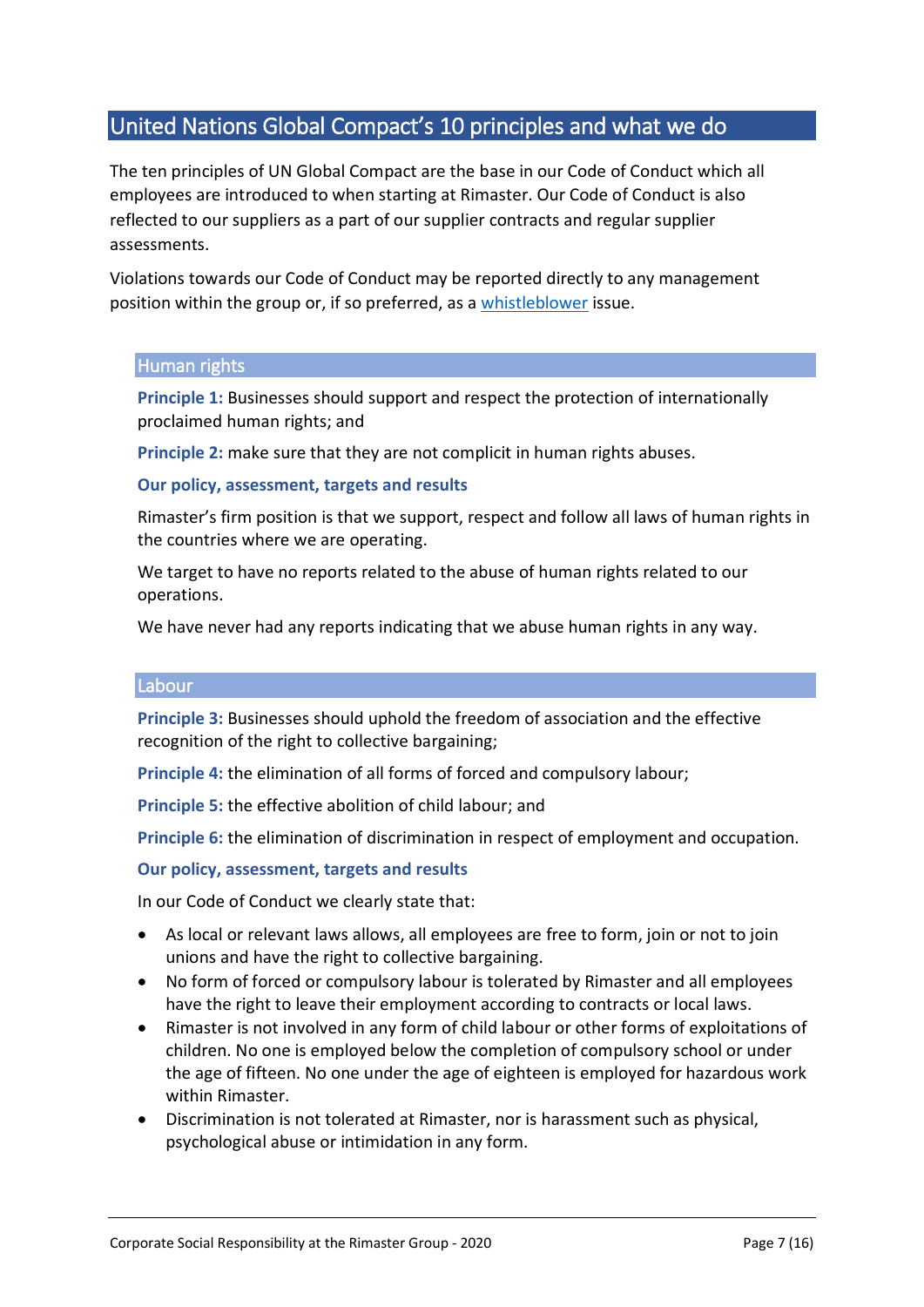## United Nations Global Compact's 10 principles and what we do

The ten principles of UN Global Compact are the base in our Code of Conduct which all employees are introduced to when starting at Rimaster. Our Code of Conduct is also reflected to our suppliers as a part of our supplier contracts and regular supplier assessments.

Violations towards our Code of Conduct may be reported directly to any management position within the group or, if so preferred, as a whistleblower issue.

### Human rights

**Principle 1:** Businesses should support and respect the protection of internationally proclaimed human rights; and

**Principle 2:** make sure that they are not complicit in human rights abuses.

**Our policy, assessment, targets and results**

Rimaster's firm position is that we support, respect and follow all laws of human rights in the countries where we are operating.

We target to have no reports related to the abuse of human rights related to our operations.

We have never had any reports indicating that we abuse human rights in any way.

### Labour

**Principle 3:** Businesses should uphold the freedom of association and the effective recognition of the right to collective bargaining;

**Principle 4:** the elimination of all forms of forced and compulsory labour;

**Principle 5:** the effective abolition of child labour; and

**Principle 6:** the elimination of discrimination in respect of employment and occupation.

**Our policy, assessment, targets and results**

In our Code of Conduct we clearly state that:

- As local or relevant laws allows, all employees are free to form, join or not to join unions and have the right to collective bargaining.
- No form of forced or compulsory labour is tolerated by Rimaster and all employees have the right to leave their employment according to contracts or local laws.
- Rimaster is not involved in any form of child labour or other forms of exploitations of children. No one is employed below the completion of compulsory school or under the age of fifteen. No one under the age of eighteen is employed for hazardous work within Rimaster.
- Discrimination is not tolerated at Rimaster, nor is harassment such as physical, psychological abuse or intimidation in any form.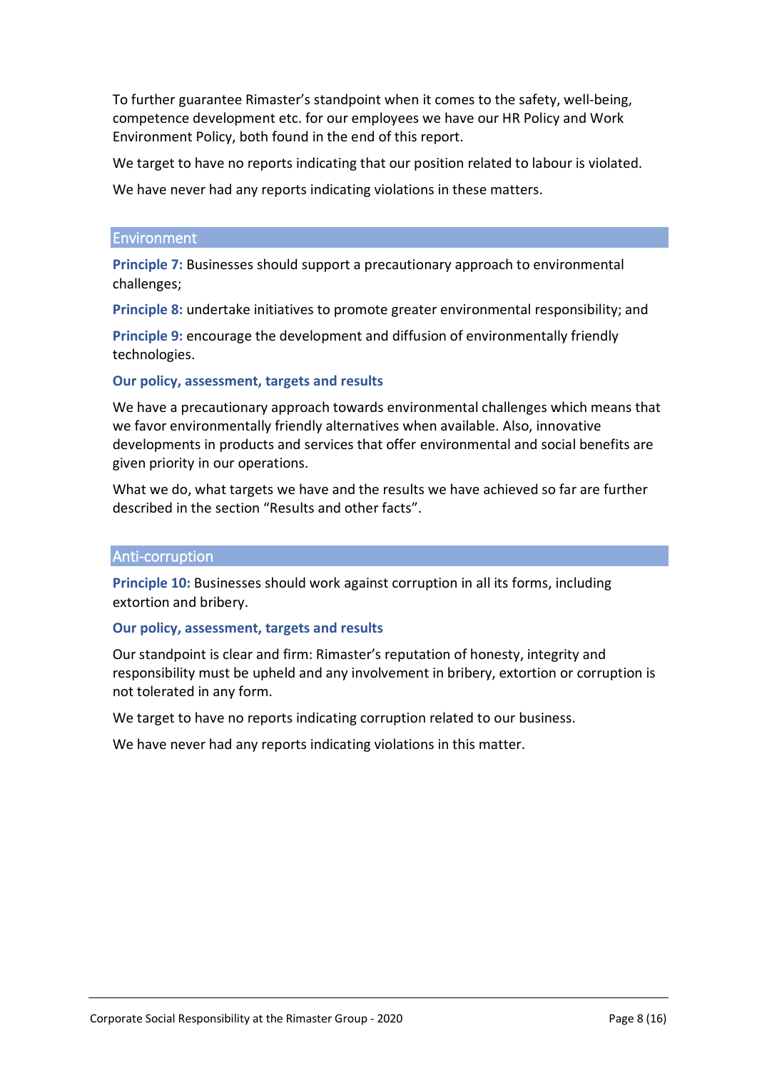To further guarantee Rimaster's standpoint when it comes to the safety, well-being, competence development etc. for our employees we have our HR Policy and Work Environment Policy, both found in the end of this report.

We target to have no reports indicating that our position related to labour is violated.

We have never had any reports indicating violations in these matters.

## Environment

**Principle 7:** Businesses should support a precautionary approach to environmental challenges;

**Principle 8:** undertake initiatives to promote greater environmental responsibility; and

**Principle 9:** encourage the development and diffusion of environmentally friendly technologies.

### Our policy, assessment, targets and results

We have a precautionary approach towards environmental challenges which means that we favor environmentally friendly alternatives when available. Also, innovative developments in products and services that offer environmental and social benefits are given priority in our operations.

What we do, what targets we have and the results we have achieved so far are further described in the section "Results and other facts".

## Anti-corruption

**Principle 10:** Businesses should work against corruption in all its forms, including extortion and bribery.

### Our policy, assessment, targets and results

Our standpoint is clear and firm: Rimaster's reputation of honesty, integrity and responsibility must be upheld and any involvement in bribery, extortion or corruption is not tolerated in any form.

We target to have no reports indicating corruption related to our business.

We have never had any reports indicating violations in this matter.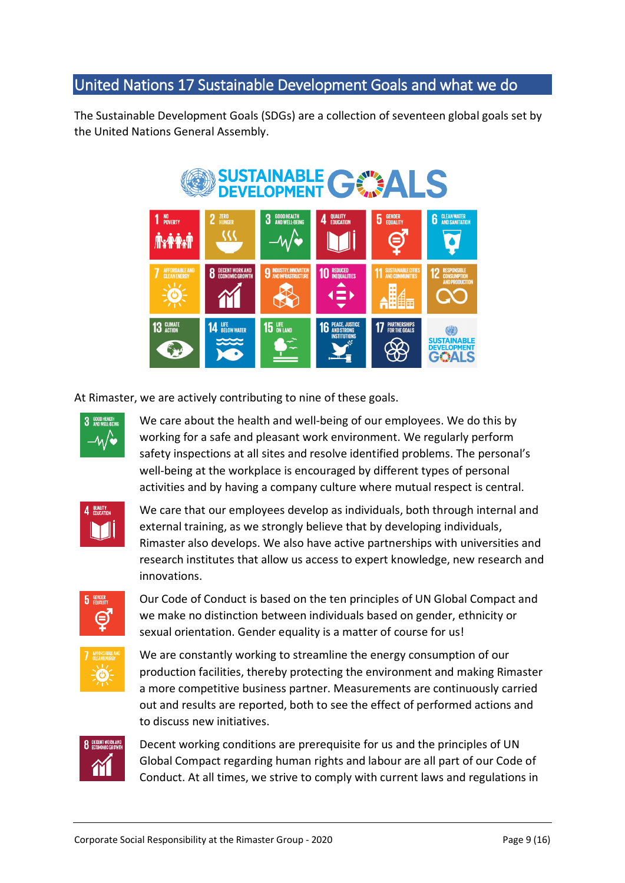## United Nations 17 Sustainable Development Goals and what we do

The Sustainable Development Goals (SDGs) are a collection of seventeen global goals set by the United Nations General Assembly.

At Rimaster, we are actively contributing to nine of these goals.

We care about the health and well-being of our employees. We do this by working for a safe and pleasant work environment. We regularly perform safety inspections at all sites and resolve identified problems. The personal's well-being at the workplace is encouraged by different types of personal activities and by having a company culture where mutual respect is central.

We care that our employees develop as individuals, both through internal and external training, as we strongly believe that by developing individuals, Rimaster also develops. We also have active partnerships with universities and research institutes that allow us access to expert knowledge, new research and innovations.

Our Code of Conduct is based on the ten principles of UN Global Compact and we make no distinction between individuals based on gender, ethnicity or sexual orientation. Gender equality is a matter of course for us!

We are constantly working to streamline the energy consumption of our production facilities, thereby protecting the environment and making Rimaster a more competitive business partner. Measurements are continuously carried out and results are reported, both to see the effect of performed actions and to discuss new initiatives.

Decent working conditions are prerequisite for us and the principles of UN Global Compact regarding human rights and labour are all part of our Code of Conduct. At all times, we strive to comply with current laws and regulations in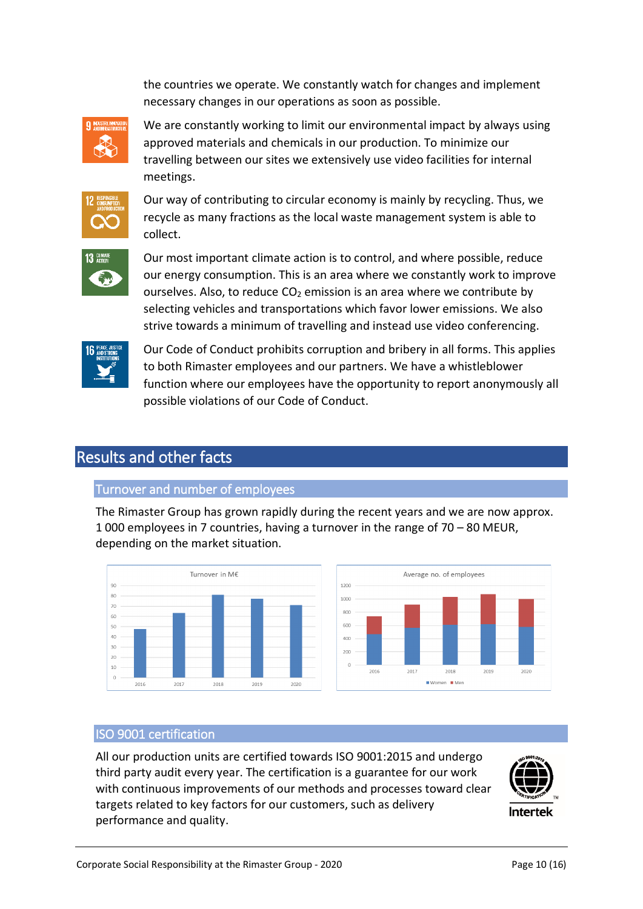the countries we operate. We constantly watch for changes and implement necessary changes in our operations as soon as possible.

We are constantly working to limit our environmental impact by always using approved materials and chemicals in our production. To minimize our travelling between our sites we extensively use video facilities for internal meetings.

Our way of contributing to circular economy is mainly by recycling. Thus, we recycle as many fractions as the local waste management system is able to collect.

Our most important climate action is to control, and where possible, reduce our energy consumption. This is an area where we constantly work to improve ourselves. Also, to reduce $CO_2$ emission is an area where we contribute by selecting vehicles and transportations which favor lower emissions. We also strive towards a minimum of travelling and instead use video conferencing.

Our Code of Conduct prohibits corruption and bribery in all forms. This applies to both Rimaster employees and our partners. We have a whistleblower function where our employees have the opportunity to report anonymously all possible violations of our Code of Conduct.

# Results and other facts

## Turnover and number of employees

The Rimaster Group has grown rapidly during the recent years and we are now approx. 1 000 employees in 7 countries, having a turnover in the range of 70 – 80 MEUR, depending on the market situation.

Turnover in M€

Average no. of employees

## ISO 9001 certification

All our production units are certified towards ISO 9001:2015 and undergo third party audit every year. The certification is a guarantee for our work with continuous improvements of our methods and processes toward clear targets related to key factors for our customers, such as delivery performance and quality.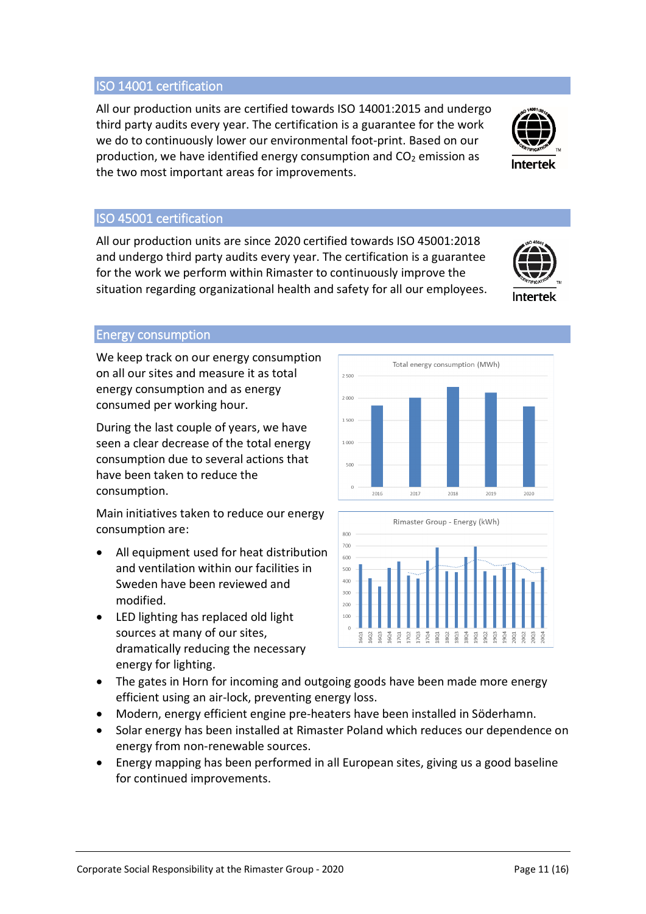## ISO 14001 certification

All our production units are certified towards ISO 14001:2015 and undergo third party audits every year. The certification is a guarantee for the work we do to continuously lower our environmental foot-print. Based on our production, we have identified energy consumption and $CO_2$ emission as the two most important areas for improvements.

## ISO 45001 certification

All our production units are since 2020 certified towards ISO 45001:2018 and undergo third party audits every year. The certification is a guarantee for the work we perform within Rimaster to continuously improve the situation regarding organizational health and safety for all our employees.

## Energy consumption

We keep track on our energy consumption on all our sites and measure it as total energy consumption and as energy consumed per working hour.

During the last couple of years, we have seen a clear decrease of the total energy consumption due to several actions that have been taken to reduce the consumption.

Main initiatives taken to reduce our energy consumption are:

- All equipment used for heat distribution and ventilation within our facilities in Sweden have been reviewed and modified.
- LED lighting has replaced old light sources at many of our sites, dramatically reducing the necessary energy for lighting.
- The gates in Horn for incoming and outgoing goods have been made more energy efficient using an air-lock, preventing energy loss.
- Modern, energy efficient engine pre-heaters have been installed in Söderhamn.
- Solar energy has been installed at Rimaster Poland which reduces our dependence on energy from non-renewable sources.
- Energy mapping has been performed in all European sites, giving us a good baseline for continued improvements.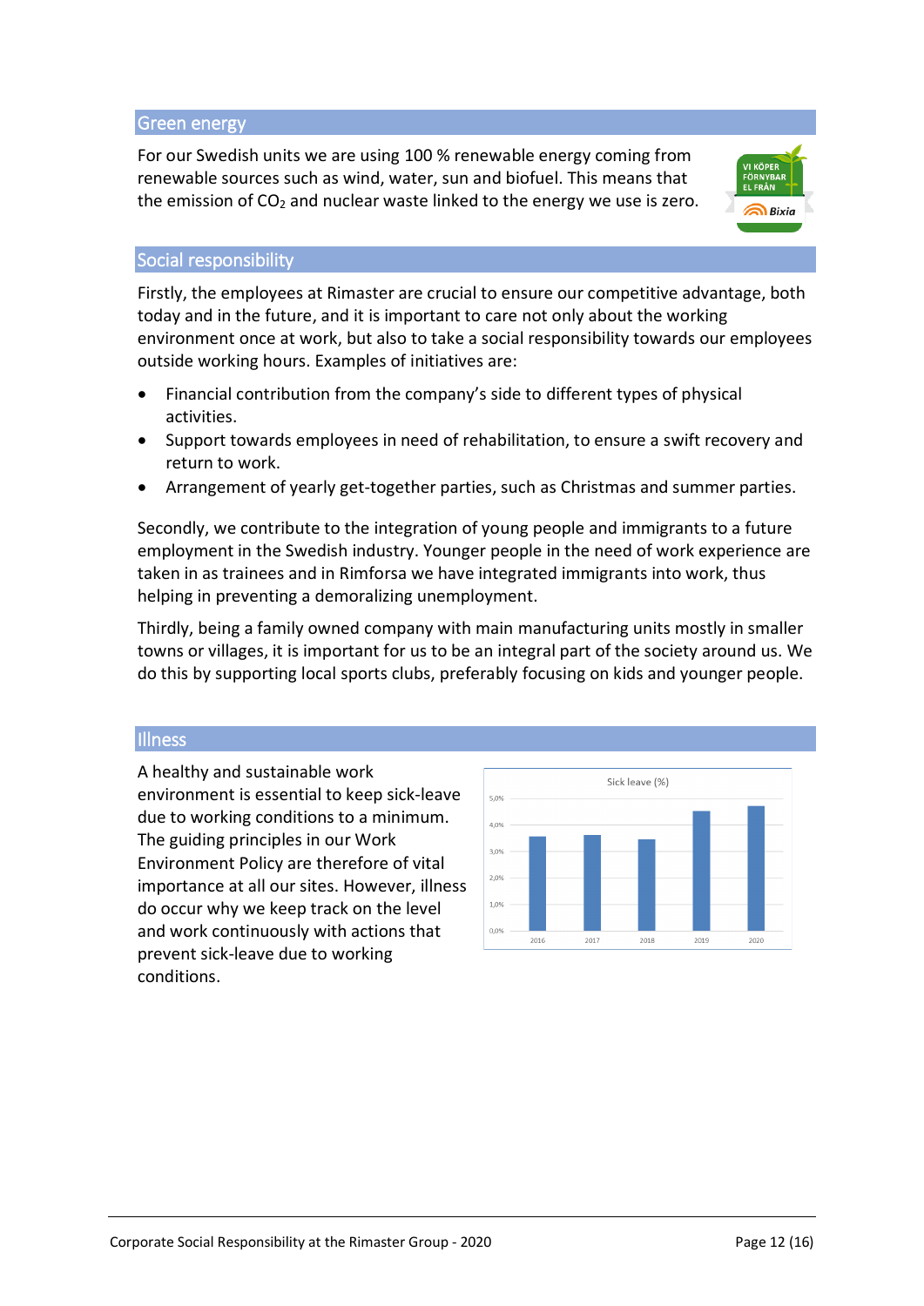## Green energy

For our Swedish units we are using 100 % renewable energy coming from renewable sources such as wind, water, sun and biofuel. This means that the emission of $CO_2$ and nuclear waste linked to the energy we use is zero.

## Social responsibility

Firstly, the employees at Rimaster are crucial to ensure our competitive advantage, both today and in the future, and it is important to care not only about the working environment once at work, but also to take a social responsibility towards our employees outside working hours. Examples of initiatives are:

- Financial contribution from the company's side to different types of physical activities.
- Support towards employees in need of rehabilitation, to ensure a swift recovery and return to work.
- Arrangement of yearly get-together parties, such as Christmas and summer parties.

Secondly, we contribute to the integration of young people and immigrants to a future employment in the Swedish industry. Younger people in the need of work experience are taken in as trainees and in Rimforsa we have integrated immigrants into work, thus helping in preventing a demoralizing unemployment.

Thirdly, being a family owned company with main manufacturing units mostly in smaller towns or villages, it is important for us to be an integral part of the society around us. We do this by supporting local sports clubs, preferably focusing on kids and younger people.

## Illness

A healthy and sustainable work environment is essential to keep sick-leave due to working conditions to a minimum. The guiding principles in our Work Environment Policy are therefore of vital importance at all our sites. However, illness do occur why we keep track on the level and work continuously with actions that prevent sick-leave due to working conditions.

Sick leave (%)

| Year | Sick leave (%) (approx.) |
|---|---|
| 2016 | 3,6% |
| 2017 | 3,6% |
| 2018 | 3,5% |
| 2019 | 4,5% |
| 2020 | 4,7% |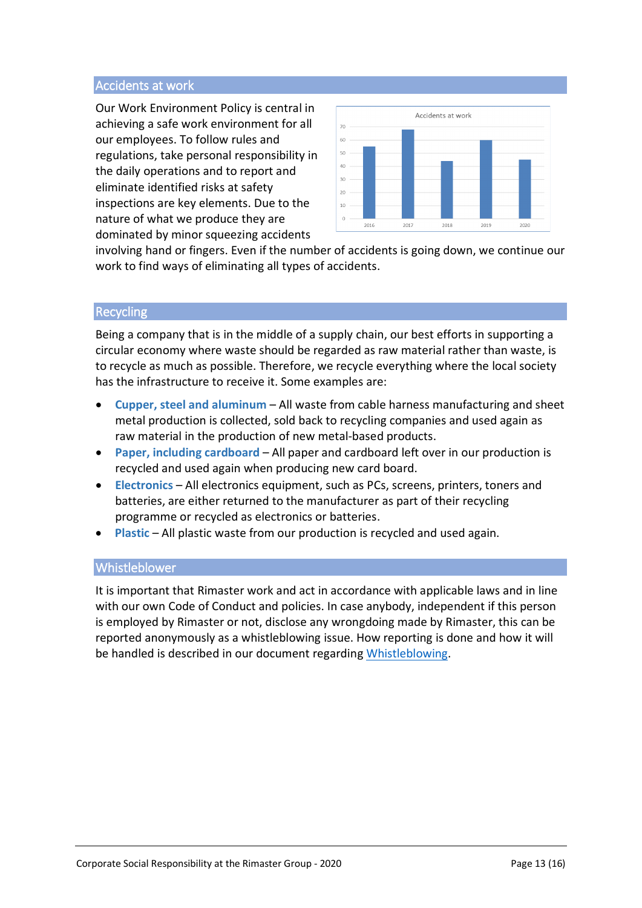## Accidents at work

Our Work Environment Policy is central in achieving a safe work environment for all our employees. To follow rules and regulations, take personal responsibility in the daily operations and to report and eliminate identified risks at safety inspections are key elements. Due to the nature of what we produce they are dominated by minor squeezing accidents involving hand or fingers. Even if the number of accidents is going down, we continue our work to find ways of eliminating all types of accidents.

## Recycling

Being a company that is in the middle of a supply chain, our best efforts in supporting a circular economy where waste should be regarded as raw material rather than waste, is to recycle as much as possible. Therefore, we recycle everything where the local society has the infrastructure to receive it. Some examples are:

- **Cupper, steel and aluminum** – All waste from cable harness manufacturing and sheet metal production is collected, sold back to recycling companies and used again as raw material in the production of new metal-based products.
- **Paper, including cardboard** – All paper and cardboard left over in our production is recycled and used again when producing new card board.
- **Electronics** – All electronics equipment, such as PCs, screens, printers, toners and batteries, are either returned to the manufacturer as part of their recycling programme or recycled as electronics or batteries.
- **Plastic** – All plastic waste from our production is recycled and used again.

## Whistleblower

It is important that Rimaster work and act in accordance with applicable laws and in line with our own Code of Conduct and policies. In case anybody, independent if this person is employed by Rimaster or not, disclose any wrongdoing made by Rimaster, this can be reported anonymously as a whistleblowing issue. How reporting is done and how it will be handled is described in our document regarding Whistleblowing.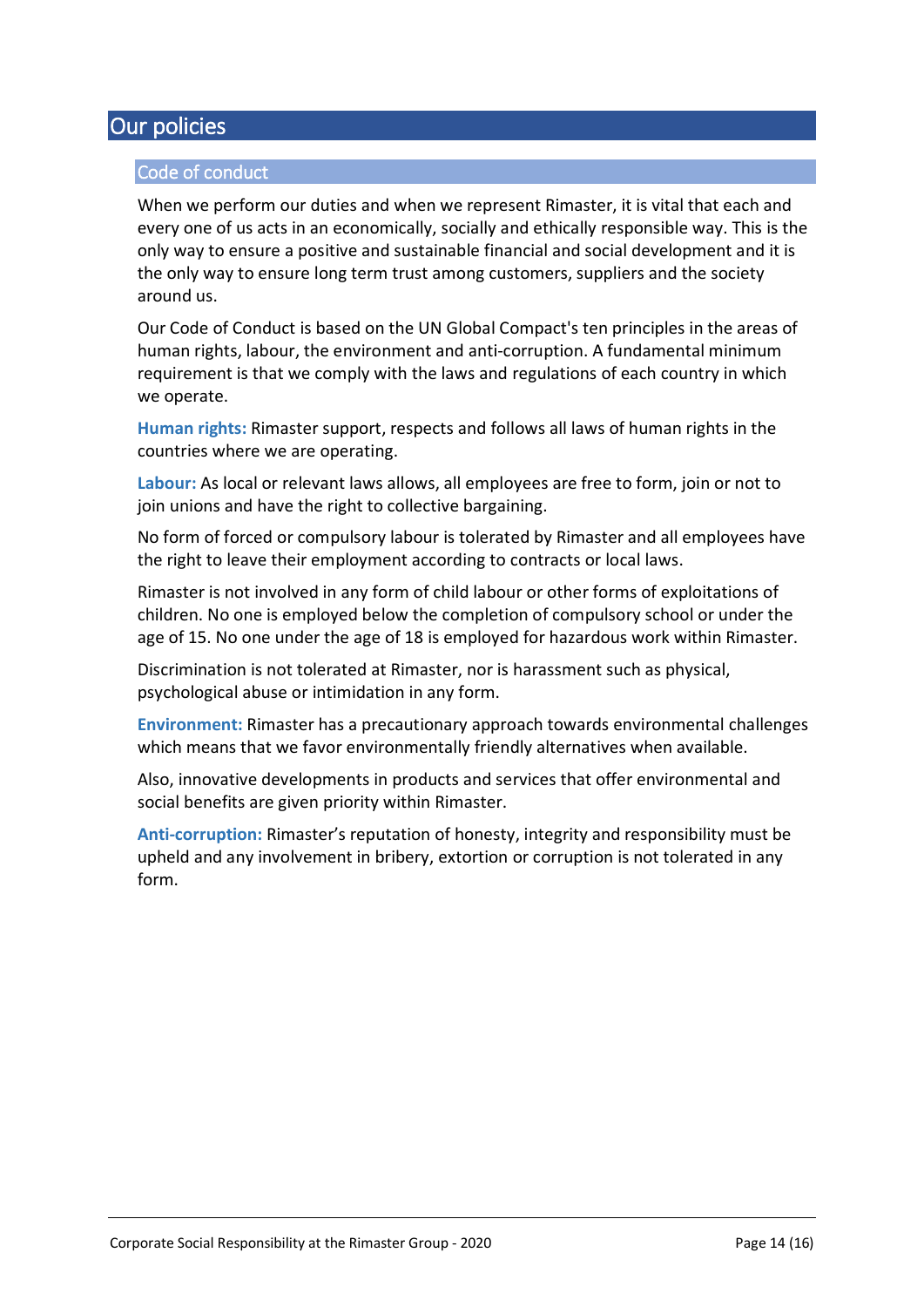# Our policies

## Code of conduct

When we perform our duties and when we represent Rimaster, it is vital that each and every one of us acts in an economically, socially and ethically responsible way. This is the only way to ensure a positive and sustainable financial and social development and it is the only way to ensure long term trust among customers, suppliers and the society around us.

Our Code of Conduct is based on the UN Global Compact's ten principles in the areas of human rights, labour, the environment and anti-corruption. A fundamental minimum requirement is that we comply with the laws and regulations of each country in which we operate.

**Human rights:** Rimaster support, respects and follows all laws of human rights in the countries where we are operating.

**Labour:** As local or relevant laws allows, all employees are free to form, join or not to join unions and have the right to collective bargaining.

No form of forced or compulsory labour is tolerated by Rimaster and all employees have the right to leave their employment according to contracts or local laws.

Rimaster is not involved in any form of child labour or other forms of exploitations of children. No one is employed below the completion of compulsory school or under the age of 15. No one under the age of 18 is employed for hazardous work within Rimaster.

Discrimination is not tolerated at Rimaster, nor is harassment such as physical, psychological abuse or intimidation in any form.

**Environment:** Rimaster has a precautionary approach towards environmental challenges which means that we favor environmentally friendly alternatives when available.

Also, innovative developments in products and services that offer environmental and social benefits are given priority within Rimaster.

**Anti-corruption:** Rimaster's reputation of honesty, integrity and responsibility must be upheld and any involvement in bribery, extortion or corruption is not tolerated in any form.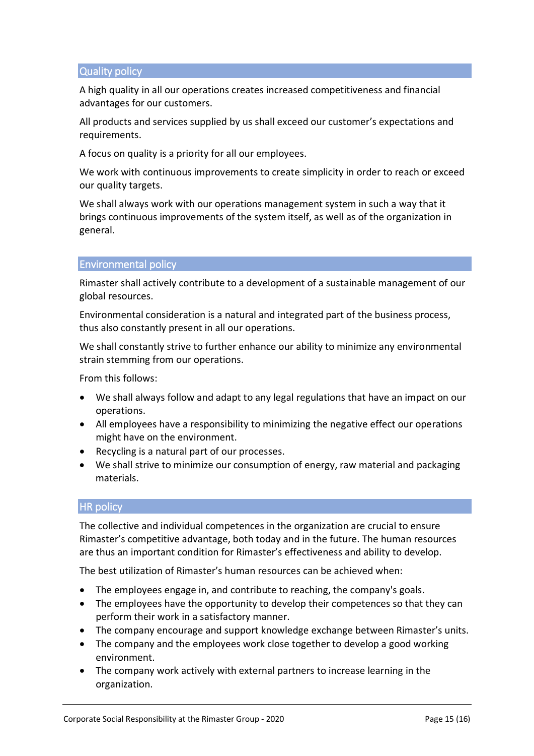## Quality policy

A high quality in all our operations creates increased competitiveness and financial advantages for our customers.

All products and services supplied by us shall exceed our customer's expectations and requirements.

A focus on quality is a priority for all our employees.

We work with continuous improvements to create simplicity in order to reach or exceed our quality targets.

We shall always work with our operations management system in such a way that it brings continuous improvements of the system itself, as well as of the organization in general.

## Environmental policy

Rimaster shall actively contribute to a development of a sustainable management of our global resources.

Environmental consideration is a natural and integrated part of the business process, thus also constantly present in all our operations.

We shall constantly strive to further enhance our ability to minimize any environmental strain stemming from our operations.

From this follows:

- We shall always follow and adapt to any legal regulations that have an impact on our operations.
- All employees have a responsibility to minimizing the negative effect our operations might have on the environment.
- Recycling is a natural part of our processes.
- We shall strive to minimize our consumption of energy, raw material and packaging materials.

## HR policy

The collective and individual competences in the organization are crucial to ensure Rimaster's competitive advantage, both today and in the future. The human resources are thus an important condition for Rimaster's effectiveness and ability to develop.

The best utilization of Rimaster's human resources can be achieved when:

- The employees engage in, and contribute to reaching, the company's goals.
- The employees have the opportunity to develop their competences so that they can perform their work in a satisfactory manner.
- The company encourage and support knowledge exchange between Rimaster's units.
- The company and the employees work close together to develop a good working environment.
- The company work actively with external partners to increase learning in the organization.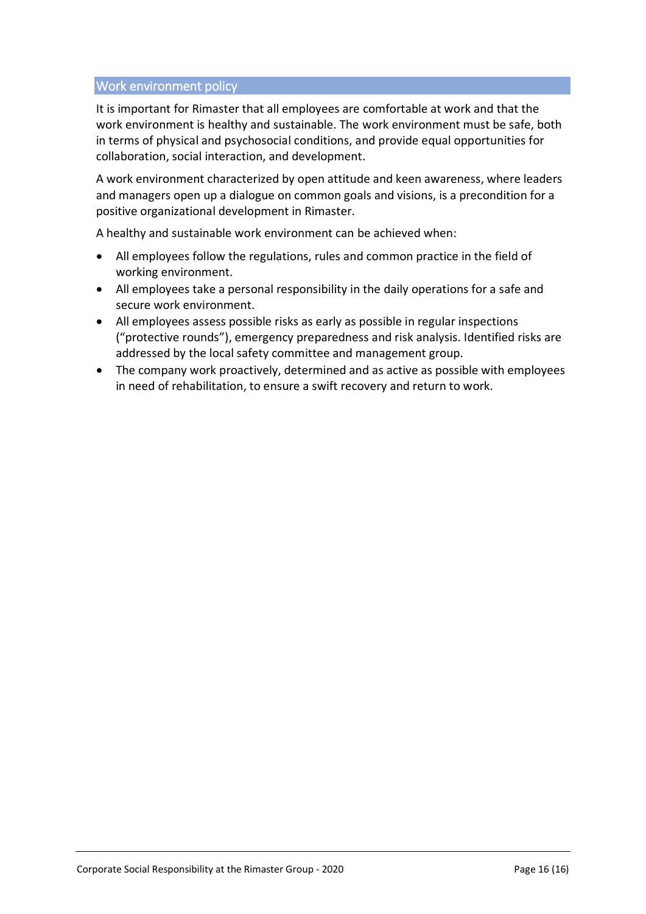## Work environment policy

It is important for Rimaster that all employees are comfortable at work and that the work environment is healthy and sustainable. The work environment must be safe, both in terms of physical and psychosocial conditions, and provide equal opportunities for collaboration, social interaction, and development.

A work environment characterized by open attitude and keen awareness, where leaders and managers open up a dialogue on common goals and visions, is a precondition for a positive organizational development in Rimaster.

A healthy and sustainable work environment can be achieved when:

- All employees follow the regulations, rules and common practice in the field of working environment.
- All employees take a personal responsibility in the daily operations for a safe and secure work environment.
- All employees assess possible risks as early as possible in regular inspections ("protective rounds"), emergency preparedness and risk analysis. Identified risks are addressed by the local safety committee and management group.
- The company work proactively, determined and as active as possible with employees in need of rehabilitation, to ensure a swift recovery and return to work.